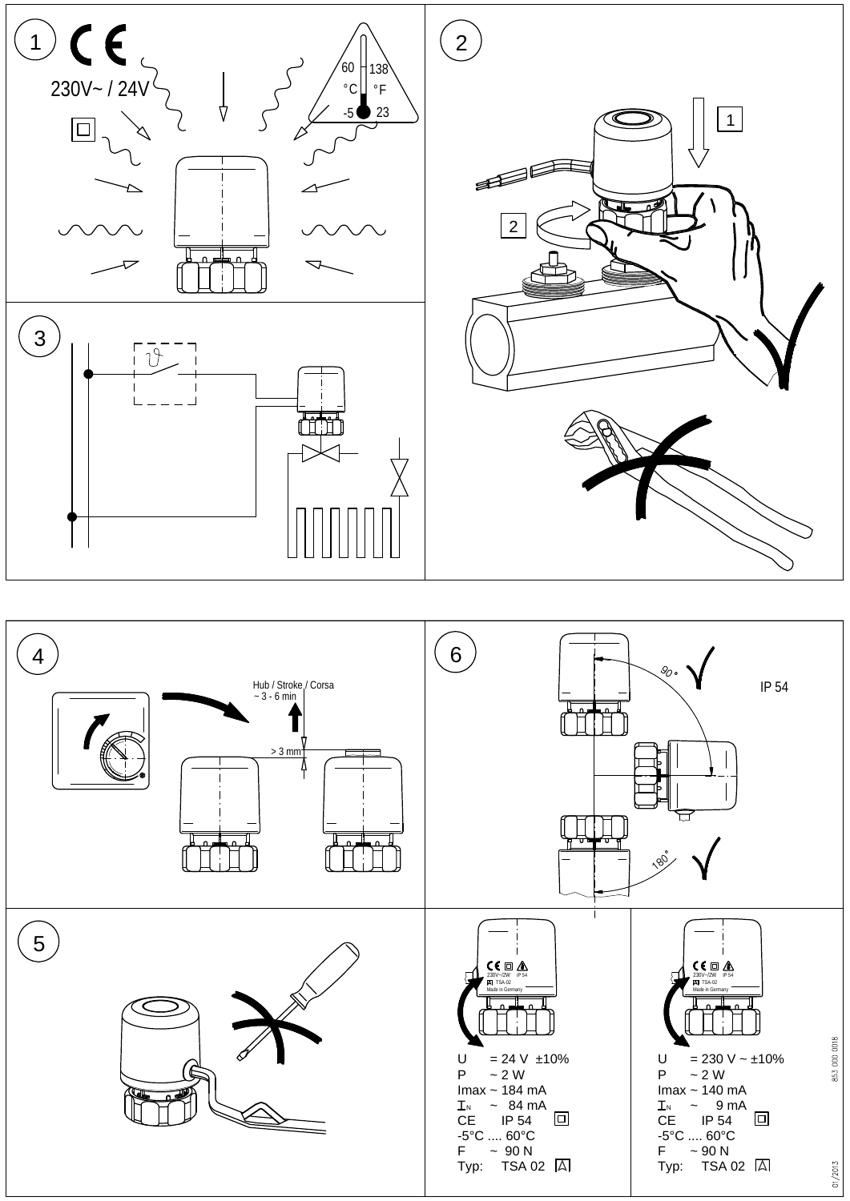1

230V~ / 24V

60 °C -5

138 °F 23

2

1

2

3

4

Hub / Stroke / Corsa
~ 3 - 6 min

> 3 mm

6

90°

IP 54

180°

5

230V~/2W IP 54
TSA-02
Made in Germany

U = 24 V ±10%
P ~ 2 W
Imax ~ 184 mA
$I_N$ ~ 84 mA
CE IP 54
-5°C .... 60°C
F ~ 90 N
Typ: TSA 02

230V~/2W IP 54
TSA-02
Made in Germany

U = 230 V ~ ±10%
P ~ 2 W
Imax ~ 140 mA
$I_N$ ~ 9 mA
CE IP 54
-5°C .... 60°C
F ~ 90 N
Typ: TSA 02

853 000 0018

01/2013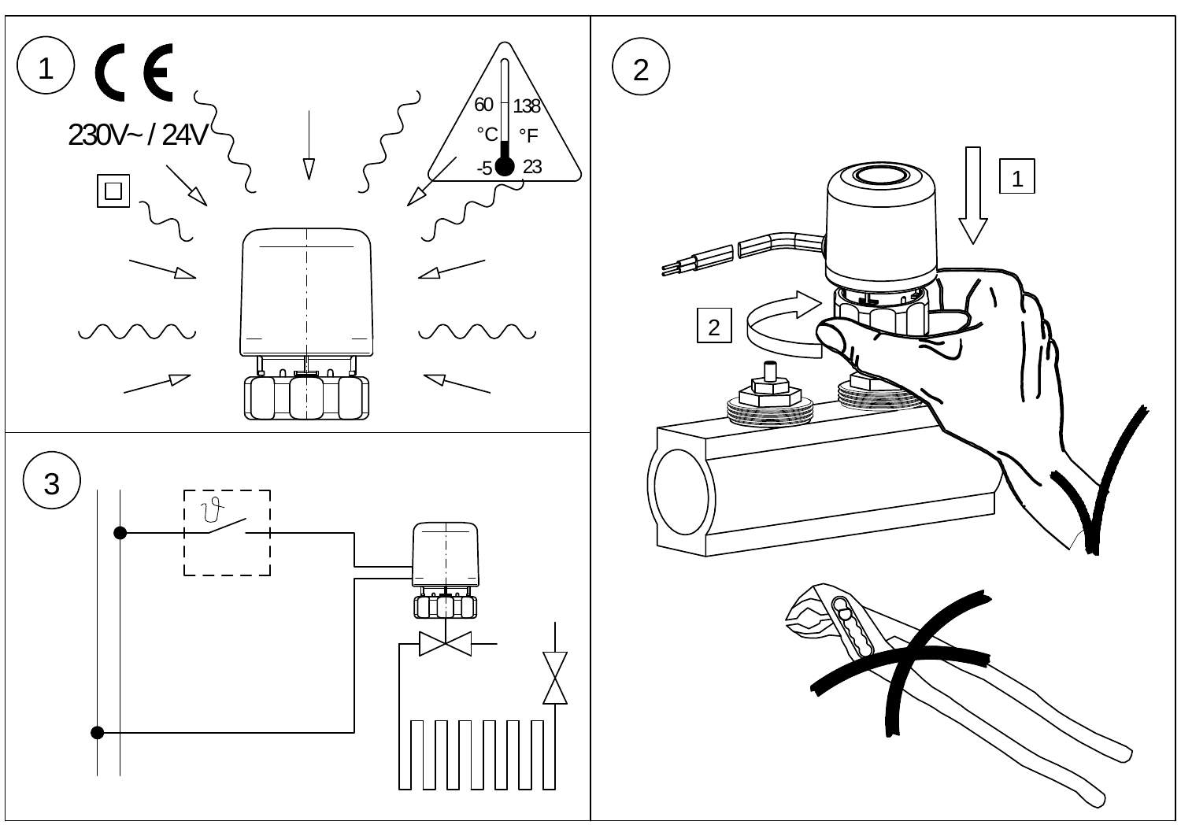1

CE

230V~ / 24V

60 °C -5

138 °F 23

2

1

2

3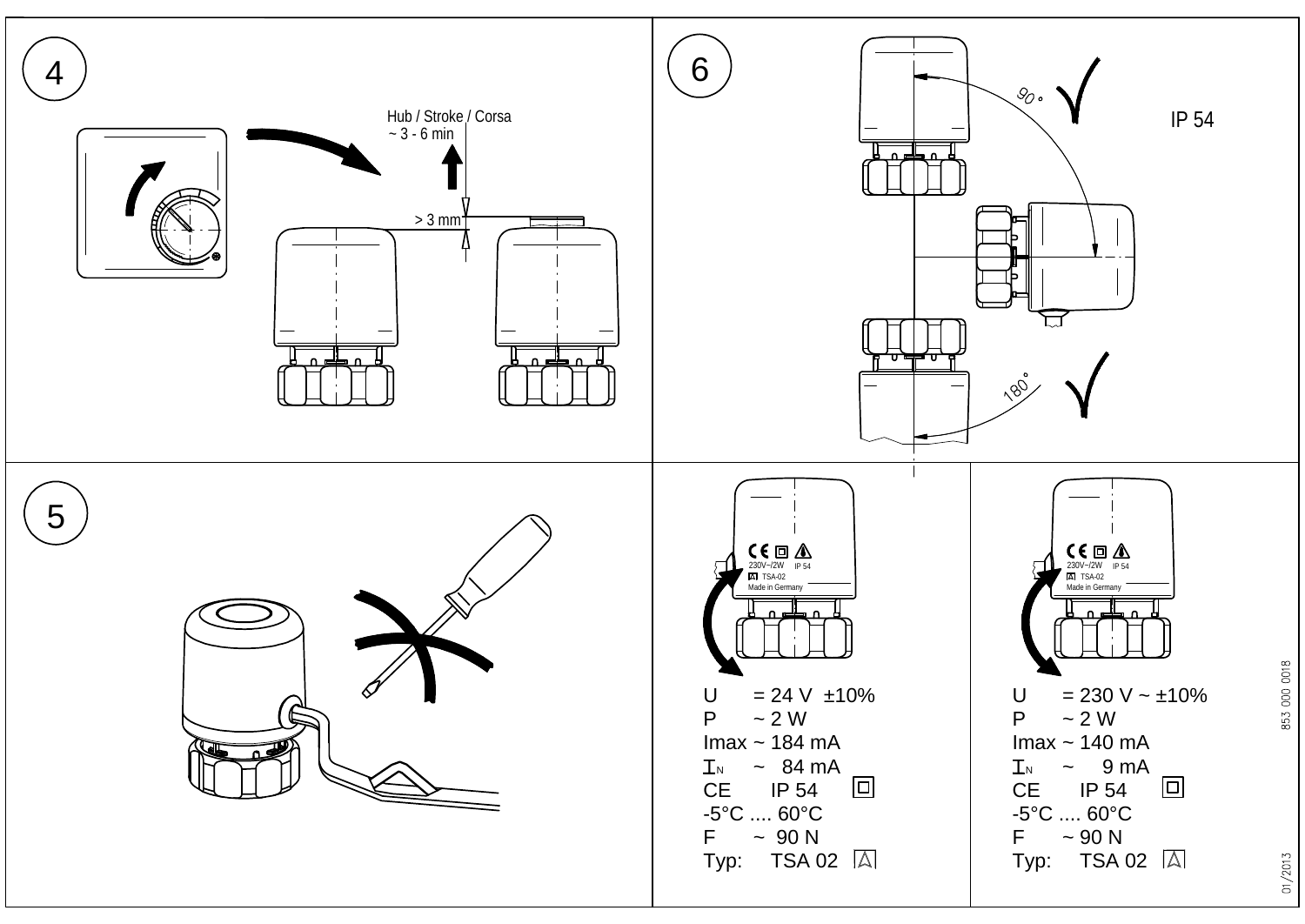4

Hub / Stroke / Corsa
~ 3 - 6 min

> 3 mm

6

90 °

180 °

IP 54

5

CE IP 54
230V~/2W
TSA-02
Made in Germany

U = 24 V ±10%
P ~ 2 W
Imax ~ 184 mA
$I_N$ ~ 84 mA
CE IP 54
-5°C .... 60°C
F ~ 90 N
Typ: TSA 02

CE IP 54
230V~/2W
TSA-02
Made in Germany

U = 230 V ~ ±10%
P ~ 2 W
Imax ~ 140 mA
$I_N$ ~ 9 mA
CE IP 54
-5°C .... 60°C
F ~ 90 N
Typ: TSA 02

853 000 0018

01/2013